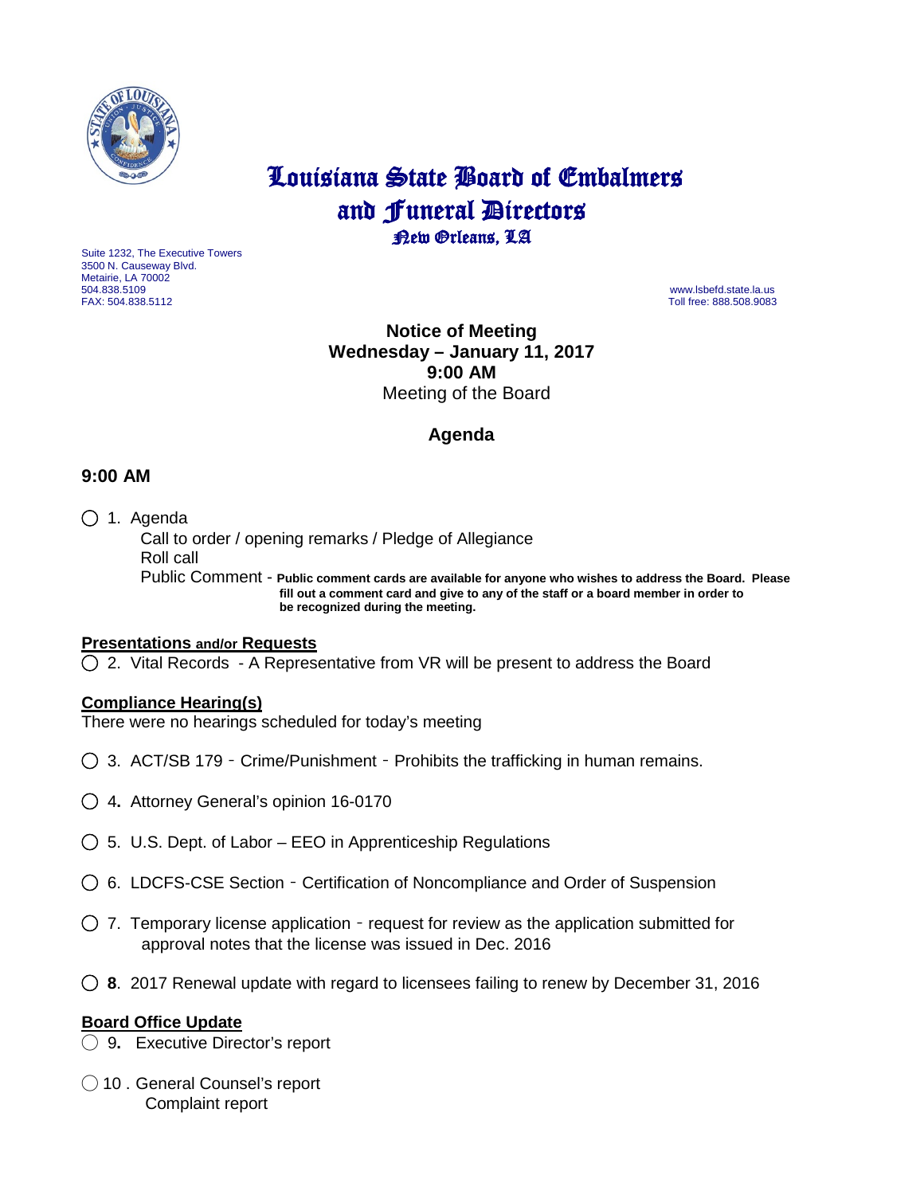# Louisiana State Board of Embalmers and Funeral Directors

**New Orleans, LA**

Suite 1232, The Executive Towers
3500 N. Causeway Blvd.
Metairie, LA 70002
504.838.5109
FAX: 504.838.5112

www.lsbefd.state.la.us
Toll free: 888.508.9083

**Notice of Meeting**
**Wednesday – January 11, 2017**
**9:00 AM**
Meeting of the Board

## Agenda

### 9:00 AM

◯ 1. Agenda
   Call to order / opening remarks / Pledge of Allegiance
   Roll call
   Public Comment - **Public comment cards are available for anyone who wishes to address the Board. Please fill out a comment card and give to any of the staff or a board member in order to be recognized during the meeting.**

**Presentations and/or Requests**

◯ 2. Vital Records - A Representative from VR will be present to address the Board

**Compliance Hearing(s)**

There were no hearings scheduled for today's meeting

◯ 3. ACT/SB 179 - Crime/Punishment - Prohibits the trafficking in human remains.

◯ 4**.** Attorney General's opinion 16-0170

◯ 5. U.S. Dept. of Labor – EEO in Apprenticeship Regulations

◯ 6. LDCFS-CSE Section - Certification of Noncompliance and Order of Suspension

◯ 7. Temporary license application - request for review as the application submitted for approval notes that the license was issued in Dec. 2016

◯ **8**. 2017 Renewal update with regard to licensees failing to renew by December 31, 2016

**Board Office Update**

◯ 9**.** Executive Director's report

◯ 10 . General Counsel's report
   Complaint report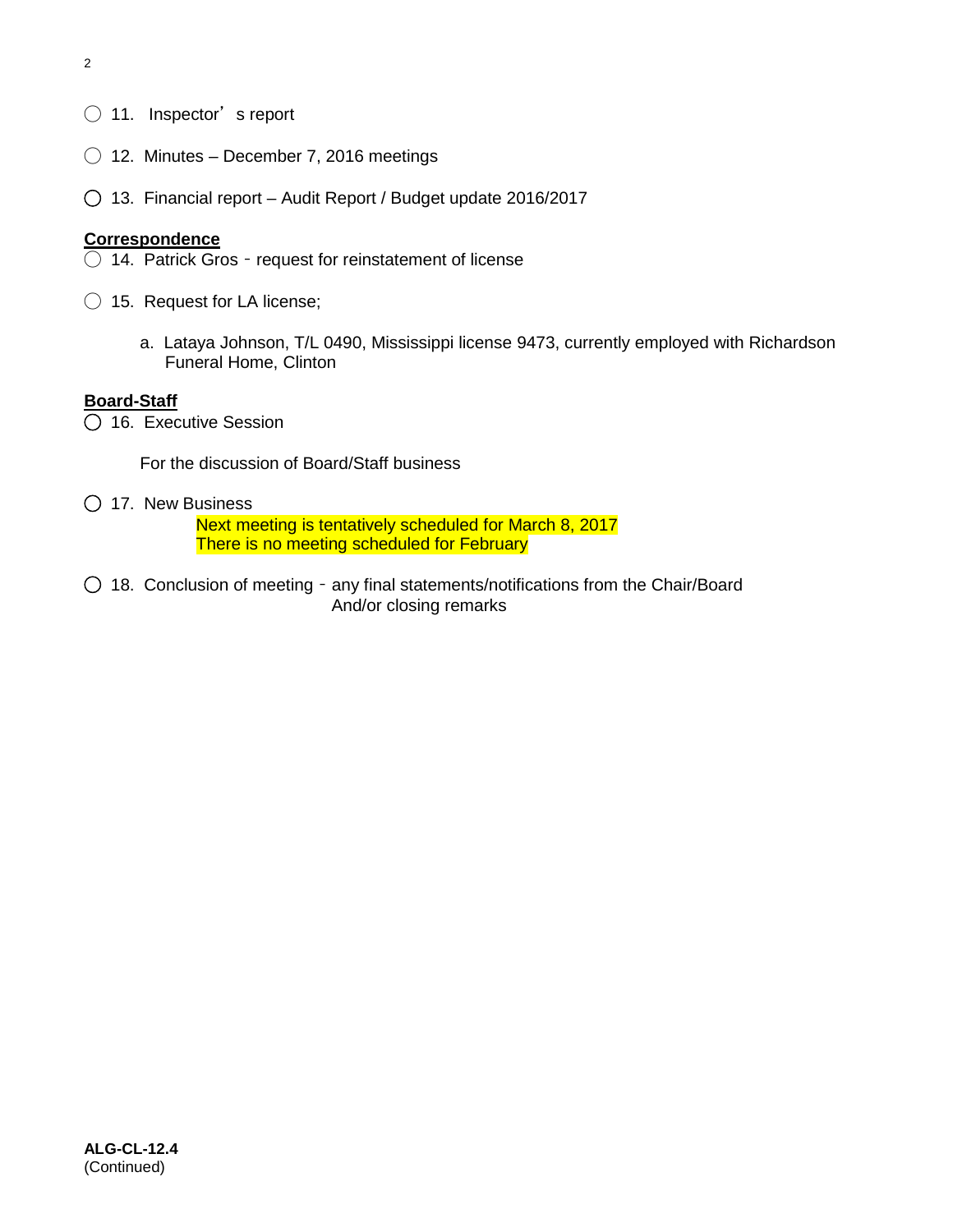○ 11. Inspector's report

○ 12. Minutes – December 7, 2016 meetings

○ 13. Financial report – Audit Report / Budget update 2016/2017

**Correspondence**

○ 14. Patrick Gros - request for reinstatement of license

○ 15. Request for LA license;

a. Lataya Johnson, T/L 0490, Mississippi license 9473, currently employed with Richardson Funeral Home, Clinton

**Board-Staff**

○ 16. Executive Session

For the discussion of Board/Staff business

○ 17. New Business

Next meeting is tentatively scheduled for March 8, 2017
There is no meeting scheduled for February

○ 18. Conclusion of meeting - any final statements/notifications from the Chair/Board And/or closing remarks

**ALG-CL-12.4**
(Continued)